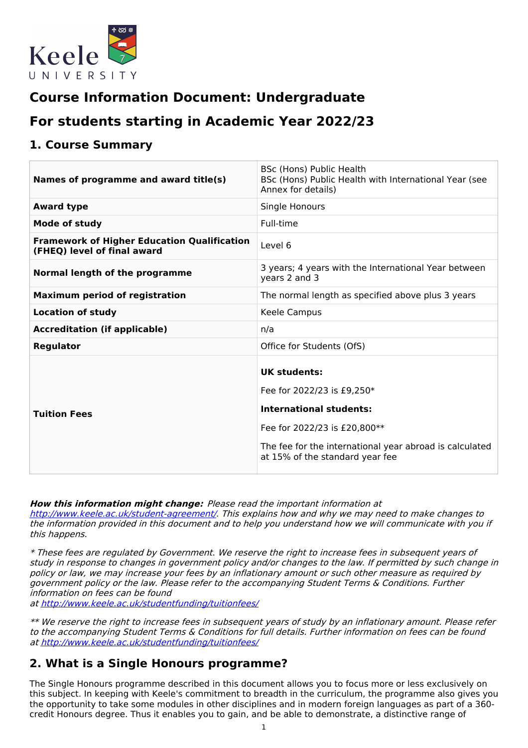Keele UNIVERSITY

# Course Information Document: Undergraduate

# For students starting in Academic Year 2022/23

## 1. Course Summary

| | |
|---|---|
| **Names of programme and award title(s)** | BSc (Hons) Public Health<br>BSc (Hons) Public Health with International Year (see Annex for details) |
| **Award type** | Single Honours |
| **Mode of study** | Full-time |
| **Framework of Higher Education Qualification (FHEQ) level of final award** | Level 6 |
| **Normal length of the programme** | 3 years; 4 years with the International Year between years 2 and 3 |
| **Maximum period of registration** | The normal length as specified above plus 3 years |
| **Location of study** | Keele Campus |
| **Accreditation (if applicable)** | n/a |
| **Regulator** | Office for Students (OfS) |
| **Tuition Fees** | **UK students:**<br>Fee for 2022/23 is £9,250*<br>**International students:**<br>Fee for 2022/23 is £20,800**<br>The fee for the international year abroad is calculated at 15% of the standard year fee |

***How this information might change:*** *Please read the important information at [http://www.keele.ac.uk/student-agreement/](http://www.keele.ac.uk/student-agreement/). This explains how and why we may need to make changes to the information provided in this document and to help you understand how we will communicate with you if this happens.*

*\* These fees are regulated by Government. We reserve the right to increase fees in subsequent years of study in response to changes in government policy and/or changes to the law. If permitted by such change in policy or law, we may increase your fees by an inflationary amount or such other measure as required by government policy or the law. Please refer to the accompanying Student Terms & Conditions. Further information on fees can be found at [http://www.keele.ac.uk/studentfunding/tuitionfees/](http://www.keele.ac.uk/studentfunding/tuitionfees/)*

*\*\* We reserve the right to increase fees in subsequent years of study by an inflationary amount. Please refer to the accompanying Student Terms & Conditions for full details. Further information on fees can be found at [http://www.keele.ac.uk/studentfunding/tuitionfees/](http://www.keele.ac.uk/studentfunding/tuitionfees/)*

## 2. What is a Single Honours programme?

The Single Honours programme described in this document allows you to focus more or less exclusively on this subject. In keeping with Keele's commitment to breadth in the curriculum, the programme also gives you the opportunity to take some modules in other disciplines and in modern foreign languages as part of a 360-credit Honours degree. Thus it enables you to gain, and be able to demonstrate, a distinctive range of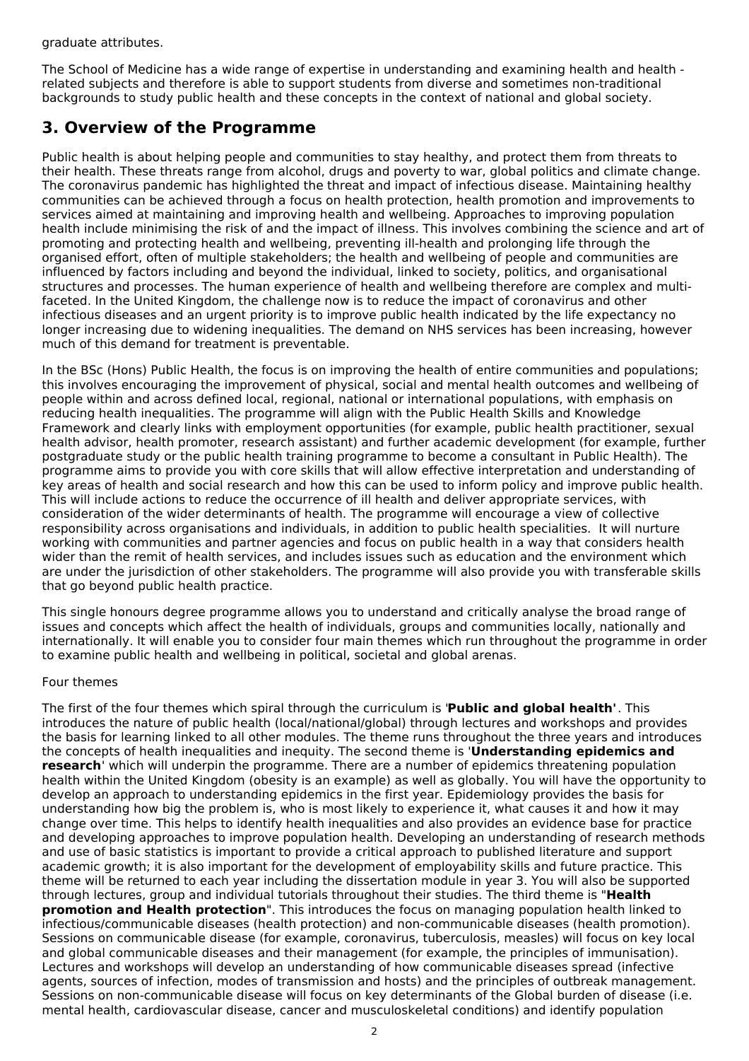graduate attributes.

The School of Medicine has a wide range of expertise in understanding and examining health and health - related subjects and therefore is able to support students from diverse and sometimes non-traditional backgrounds to study public health and these concepts in the context of national and global society.

## 3. Overview of the Programme

Public health is about helping people and communities to stay healthy, and protect them from threats to their health. These threats range from alcohol, drugs and poverty to war, global politics and climate change. The coronavirus pandemic has highlighted the threat and impact of infectious disease. Maintaining healthy communities can be achieved through a focus on health protection, health promotion and improvements to services aimed at maintaining and improving health and wellbeing. Approaches to improving population health include minimising the risk of and the impact of illness. This involves combining the science and art of promoting and protecting health and wellbeing, preventing ill-health and prolonging life through the organised effort, often of multiple stakeholders; the health and wellbeing of people and communities are influenced by factors including and beyond the individual, linked to society, politics, and organisational structures and processes. The human experience of health and wellbeing therefore are complex and multi-faceted. In the United Kingdom, the challenge now is to reduce the impact of coronavirus and other infectious diseases and an urgent priority is to improve public health indicated by the life expectancy no longer increasing due to widening inequalities. The demand on NHS services has been increasing, however much of this demand for treatment is preventable.

In the BSc (Hons) Public Health, the focus is on improving the health of entire communities and populations; this involves encouraging the improvement of physical, social and mental health outcomes and wellbeing of people within and across defined local, regional, national or international populations, with emphasis on reducing health inequalities. The programme will align with the Public Health Skills and Knowledge Framework and clearly links with employment opportunities (for example, public health practitioner, sexual health advisor, health promoter, research assistant) and further academic development (for example, further postgraduate study or the public health training programme to become a consultant in Public Health). The programme aims to provide you with core skills that will allow effective interpretation and understanding of key areas of health and social research and how this can be used to inform policy and improve public health. This will include actions to reduce the occurrence of ill health and deliver appropriate services, with consideration of the wider determinants of health. The programme will encourage a view of collective responsibility across organisations and individuals, in addition to public health specialities. It will nurture working with communities and partner agencies and focus on public health in a way that considers health wider than the remit of health services, and includes issues such as education and the environment which are under the jurisdiction of other stakeholders. The programme will also provide you with transferable skills that go beyond public health practice.

This single honours degree programme allows you to understand and critically analyse the broad range of issues and concepts which affect the health of individuals, groups and communities locally, nationally and internationally. It will enable you to consider four main themes which run throughout the programme in order to examine public health and wellbeing in political, societal and global arenas.

Four themes

The first of the four themes which spiral through the curriculum is '**Public and global health**'. This introduces the nature of public health (local/national/global) through lectures and workshops and provides the basis for learning linked to all other modules. The theme runs throughout the three years and introduces the concepts of health inequalities and inequity. The second theme is '**Understanding epidemics and research**' which will underpin the programme. There are a number of epidemics threatening population health within the United Kingdom (obesity is an example) as well as globally. You will have the opportunity to develop an approach to understanding epidemics in the first year. Epidemiology provides the basis for understanding how big the problem is, who is most likely to experience it, what causes it and how it may change over time. This helps to identify health inequalities and also provides an evidence base for practice and developing approaches to improve population health. Developing an understanding of research methods and use of basic statistics is important to provide a critical approach to published literature and support academic growth; it is also important for the development of employability skills and future practice. This theme will be returned to each year including the dissertation module in year 3. You will also be supported through lectures, group and individual tutorials throughout their studies. The third theme is "**Health promotion and Health protection**". This introduces the focus on managing population health linked to infectious/communicable diseases (health protection) and non-communicable diseases (health promotion). Sessions on communicable disease (for example, coronavirus, tuberculosis, measles) will focus on key local and global communicable diseases and their management (for example, the principles of immunisation). Lectures and workshops will develop an understanding of how communicable diseases spread (infective agents, sources of infection, modes of transmission and hosts) and the principles of outbreak management. Sessions on non-communicable disease will focus on key determinants of the Global burden of disease (i.e. mental health, cardiovascular disease, cancer and musculoskeletal conditions) and identify population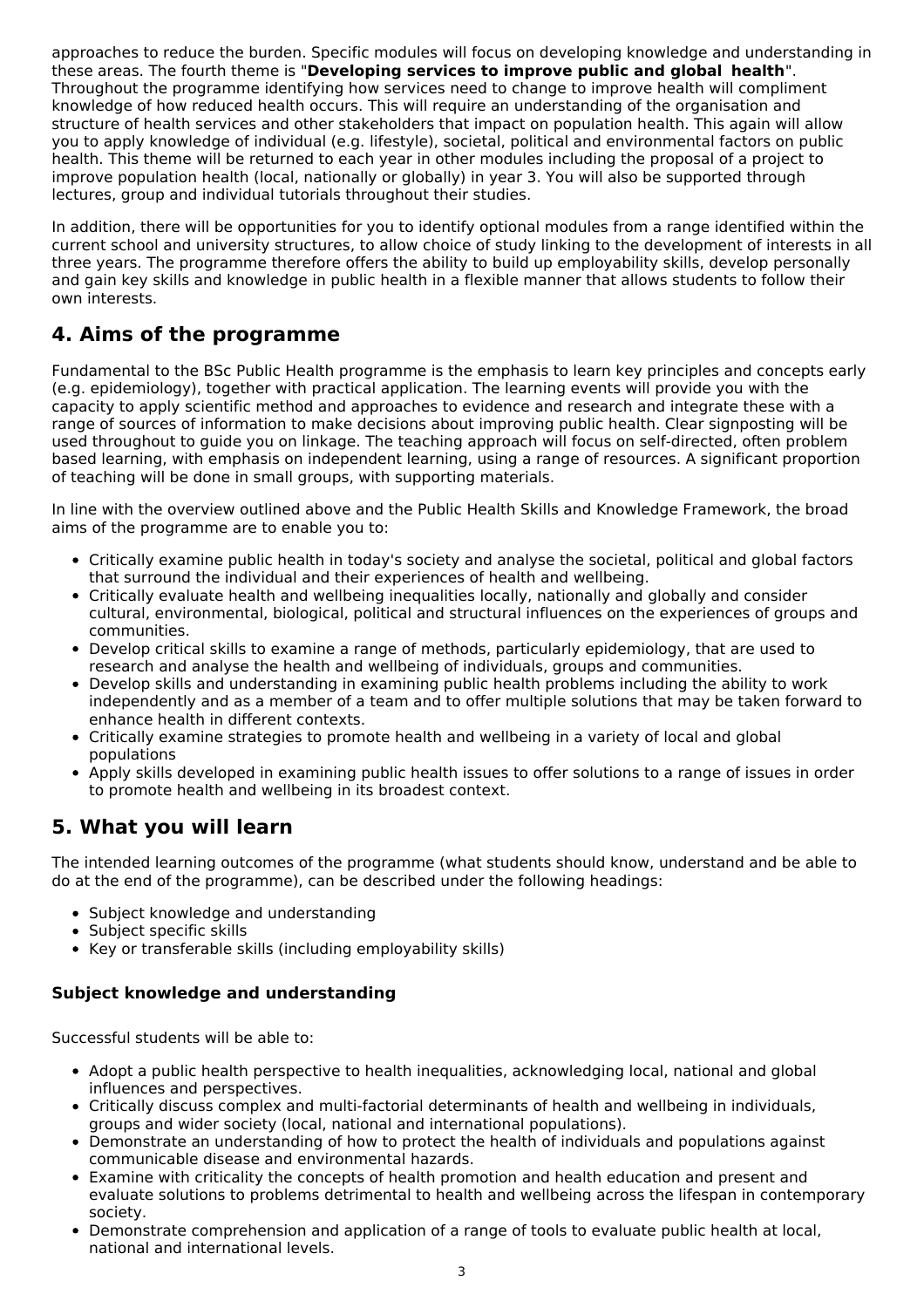approaches to reduce the burden. Specific modules will focus on developing knowledge and understanding in these areas. The fourth theme is "**Developing services to improve public and global health**". Throughout the programme identifying how services need to change to improve health will compliment knowledge of how reduced health occurs. This will require an understanding of the organisation and structure of health services and other stakeholders that impact on population health. This again will allow you to apply knowledge of individual (e.g. lifestyle), societal, political and environmental factors on public health. This theme will be returned to each year in other modules including the proposal of a project to improve population health (local, nationally or globally) in year 3. You will also be supported through lectures, group and individual tutorials throughout their studies.

In addition, there will be opportunities for you to identify optional modules from a range identified within the current school and university structures, to allow choice of study linking to the development of interests in all three years. The programme therefore offers the ability to build up employability skills, develop personally and gain key skills and knowledge in public health in a flexible manner that allows students to follow their own interests.

## 4. Aims of the programme

Fundamental to the BSc Public Health programme is the emphasis to learn key principles and concepts early (e.g. epidemiology), together with practical application. The learning events will provide you with the capacity to apply scientific method and approaches to evidence and research and integrate these with a range of sources of information to make decisions about improving public health. Clear signposting will be used throughout to guide you on linkage. The teaching approach will focus on self-directed, often problem based learning, with emphasis on independent learning, using a range of resources. A significant proportion of teaching will be done in small groups, with supporting materials.

In line with the overview outlined above and the Public Health Skills and Knowledge Framework, the broad aims of the programme are to enable you to:

- Critically examine public health in today's society and analyse the societal, political and global factors that surround the individual and their experiences of health and wellbeing.
- Critically evaluate health and wellbeing inequalities locally, nationally and globally and consider cultural, environmental, biological, political and structural influences on the experiences of groups and communities.
- Develop critical skills to examine a range of methods, particularly epidemiology, that are used to research and analyse the health and wellbeing of individuals, groups and communities.
- Develop skills and understanding in examining public health problems including the ability to work independently and as a member of a team and to offer multiple solutions that may be taken forward to enhance health in different contexts.
- Critically examine strategies to promote health and wellbeing in a variety of local and global populations
- Apply skills developed in examining public health issues to offer solutions to a range of issues in order to promote health and wellbeing in its broadest context.

## 5. What you will learn

The intended learning outcomes of the programme (what students should know, understand and be able to do at the end of the programme), can be described under the following headings:

- Subject knowledge and understanding
- Subject specific skills
- Key or transferable skills (including employability skills)

### Subject knowledge and understanding

Successful students will be able to:

- Adopt a public health perspective to health inequalities, acknowledging local, national and global influences and perspectives.
- Critically discuss complex and multi-factorial determinants of health and wellbeing in individuals, groups and wider society (local, national and international populations).
- Demonstrate an understanding of how to protect the health of individuals and populations against communicable disease and environmental hazards.
- Examine with criticality the concepts of health promotion and health education and present and evaluate solutions to problems detrimental to health and wellbeing across the lifespan in contemporary society.
- Demonstrate comprehension and application of a range of tools to evaluate public health at local, national and international levels.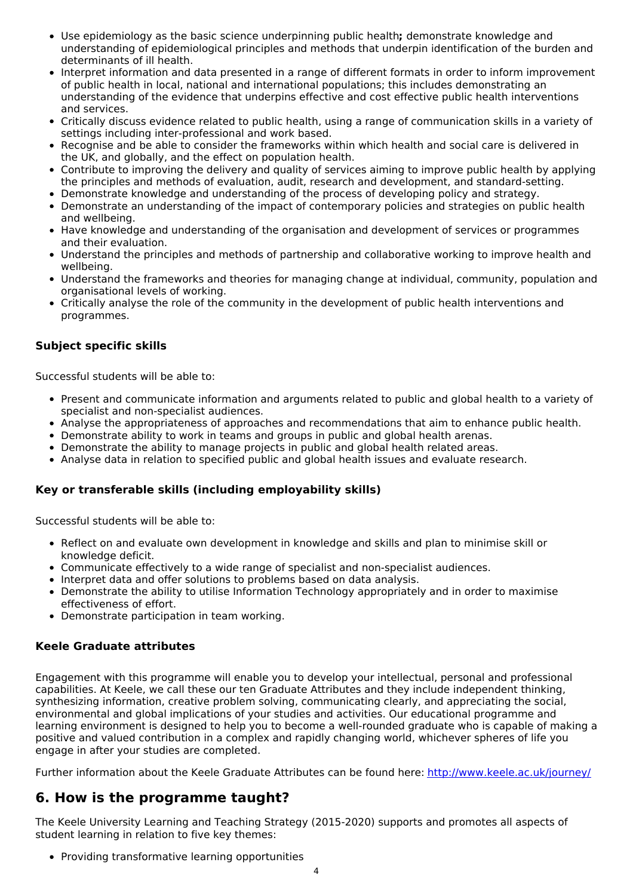- Use epidemiology as the basic science underpinning public health**;** demonstrate knowledge and understanding of epidemiological principles and methods that underpin identification of the burden and determinants of ill health.
- Interpret information and data presented in a range of different formats in order to inform improvement of public health in local, national and international populations; this includes demonstrating an understanding of the evidence that underpins effective and cost effective public health interventions and services.
- Critically discuss evidence related to public health, using a range of communication skills in a variety of settings including inter-professional and work based.
- Recognise and be able to consider the frameworks within which health and social care is delivered in the UK, and globally, and the effect on population health.
- Contribute to improving the delivery and quality of services aiming to improve public health by applying the principles and methods of evaluation, audit, research and development, and standard-setting.
- Demonstrate knowledge and understanding of the process of developing policy and strategy.
- Demonstrate an understanding of the impact of contemporary policies and strategies on public health and wellbeing.
- Have knowledge and understanding of the organisation and development of services or programmes and their evaluation.
- Understand the principles and methods of partnership and collaborative working to improve health and wellbeing.
- Understand the frameworks and theories for managing change at individual, community, population and organisational levels of working.
- Critically analyse the role of the community in the development of public health interventions and programmes.

### Subject specific skills

Successful students will be able to:

- Present and communicate information and arguments related to public and global health to a variety of specialist and non-specialist audiences.
- Analyse the appropriateness of approaches and recommendations that aim to enhance public health.
- Demonstrate ability to work in teams and groups in public and global health arenas.
- Demonstrate the ability to manage projects in public and global health related areas.
- Analyse data in relation to specified public and global health issues and evaluate research.

### Key or transferable skills (including employability skills)

Successful students will be able to:

- Reflect on and evaluate own development in knowledge and skills and plan to minimise skill or knowledge deficit.
- Communicate effectively to a wide range of specialist and non-specialist audiences.
- Interpret data and offer solutions to problems based on data analysis.
- Demonstrate the ability to utilise Information Technology appropriately and in order to maximise effectiveness of effort.
- Demonstrate participation in team working.

### Keele Graduate attributes

Engagement with this programme will enable you to develop your intellectual, personal and professional capabilities. At Keele, we call these our ten Graduate Attributes and they include independent thinking, synthesizing information, creative problem solving, communicating clearly, and appreciating the social, environmental and global implications of your studies and activities. Our educational programme and learning environment is designed to help you to become a well-rounded graduate who is capable of making a positive and valued contribution in a complex and rapidly changing world, whichever spheres of life you engage in after your studies are completed.

Further information about the Keele Graduate Attributes can be found here: [http://www.keele.ac.uk/journey/](http://www.keele.ac.uk/journey/)

## 6. How is the programme taught?

The Keele University Learning and Teaching Strategy (2015-2020) supports and promotes all aspects of student learning in relation to five key themes:

- Providing transformative learning opportunities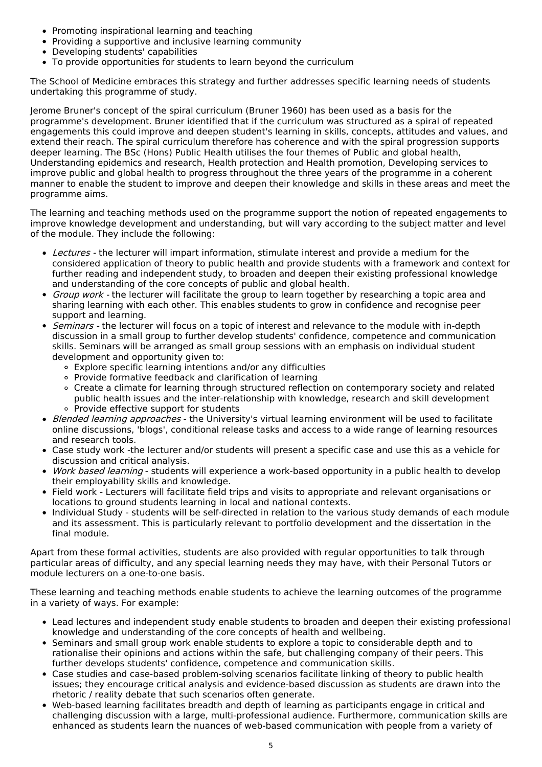- Promoting inspirational learning and teaching
- Providing a supportive and inclusive learning community
- Developing students' capabilities
- To provide opportunities for students to learn beyond the curriculum

The School of Medicine embraces this strategy and further addresses specific learning needs of students undertaking this programme of study.

Jerome Bruner's concept of the spiral curriculum (Bruner 1960) has been used as a basis for the programme's development. Bruner identified that if the curriculum was structured as a spiral of repeated engagements this could improve and deepen student's learning in skills, concepts, attitudes and values, and extend their reach. The spiral curriculum therefore has coherence and with the spiral progression supports deeper learning. The BSc (Hons) Public Health utilises the four themes of Public and global health, Understanding epidemics and research, Health protection and Health promotion, Developing services to improve public and global health to progress throughout the three years of the programme in a coherent manner to enable the student to improve and deepen their knowledge and skills in these areas and meet the programme aims.

The learning and teaching methods used on the programme support the notion of repeated engagements to improve knowledge development and understanding, but will vary according to the subject matter and level of the module. They include the following:

- *Lectures* - the lecturer will impart information, stimulate interest and provide a medium for the considered application of theory to public health and provide students with a framework and context for further reading and independent study, to broaden and deepen their existing professional knowledge and understanding of the core concepts of public and global health.
- *Group work* - the lecturer will facilitate the group to learn together by researching a topic area and sharing learning with each other. This enables students to grow in confidence and recognise peer support and learning.
- *Seminars* - the lecturer will focus on a topic of interest and relevance to the module with in-depth discussion in a small group to further develop students' confidence, competence and communication skills. Seminars will be arranged as small group sessions with an emphasis on individual student development and opportunity given to:
  - Explore specific learning intentions and/or any difficulties
  - Provide formative feedback and clarification of learning
  - Create a climate for learning through structured reflection on contemporary society and related public health issues and the inter-relationship with knowledge, research and skill development
  - Provide effective support for students
- *Blended learning approaches* - the University's virtual learning environment will be used to facilitate online discussions, 'blogs', conditional release tasks and access to a wide range of learning resources and research tools.
- Case study work -the lecturer and/or students will present a specific case and use this as a vehicle for discussion and critical analysis.
- *Work based learning* - students will experience a work-based opportunity in a public health to develop their employability skills and knowledge.
- Field work - Lecturers will facilitate field trips and visits to appropriate and relevant organisations or locations to ground students learning in local and national contexts.
- Individual Study - students will be self-directed in relation to the various study demands of each module and its assessment. This is particularly relevant to portfolio development and the dissertation in the final module.

Apart from these formal activities, students are also provided with regular opportunities to talk through particular areas of difficulty, and any special learning needs they may have, with their Personal Tutors or module lecturers on a one-to-one basis.

These learning and teaching methods enable students to achieve the learning outcomes of the programme in a variety of ways. For example:

- Lead lectures and independent study enable students to broaden and deepen their existing professional knowledge and understanding of the core concepts of health and wellbeing.
- Seminars and small group work enable students to explore a topic to considerable depth and to rationalise their opinions and actions within the safe, but challenging company of their peers. This further develops students' confidence, competence and communication skills.
- Case studies and case-based problem-solving scenarios facilitate linking of theory to public health issues; they encourage critical analysis and evidence-based discussion as students are drawn into the rhetoric / reality debate that such scenarios often generate.
- Web-based learning facilitates breadth and depth of learning as participants engage in critical and challenging discussion with a large, multi-professional audience. Furthermore, communication skills are enhanced as students learn the nuances of web-based communication with people from a variety of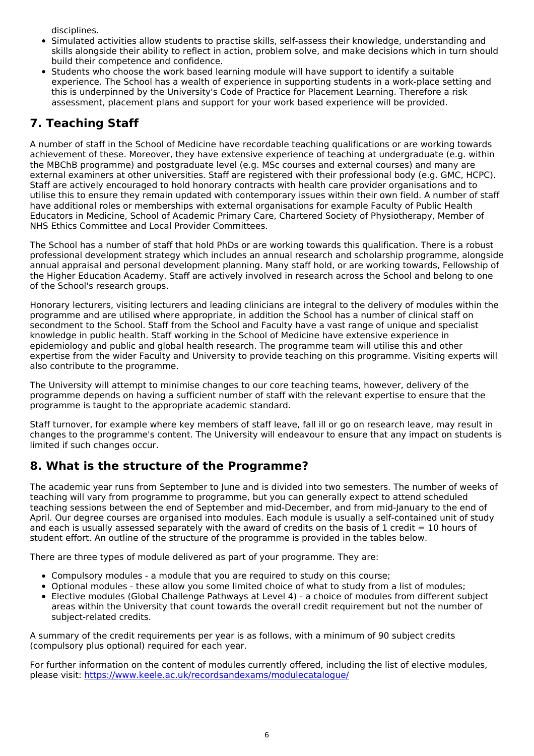disciplines.

- Simulated activities allow students to practise skills, self-assess their knowledge, understanding and skills alongside their ability to reflect in action, problem solve, and make decisions which in turn should build their competence and confidence.
- Students who choose the work based learning module will have support to identify a suitable experience. The School has a wealth of experience in supporting students in a work-place setting and this is underpinned by the University's Code of Practice for Placement Learning. Therefore a risk assessment, placement plans and support for your work based experience will be provided.

## 7. Teaching Staff

A number of staff in the School of Medicine have recordable teaching qualifications or are working towards achievement of these. Moreover, they have extensive experience of teaching at undergraduate (e.g. within the MBChB programme) and postgraduate level (e.g. MSc courses and external courses) and many are external examiners at other universities. Staff are registered with their professional body (e.g. GMC, HCPC). Staff are actively encouraged to hold honorary contracts with health care provider organisations and to utilise this to ensure they remain updated with contemporary issues within their own field. A number of staff have additional roles or memberships with external organisations for example Faculty of Public Health Educators in Medicine, School of Academic Primary Care, Chartered Society of Physiotherapy, Member of NHS Ethics Committee and Local Provider Committees.

The School has a number of staff that hold PhDs or are working towards this qualification. There is a robust professional development strategy which includes an annual research and scholarship programme, alongside annual appraisal and personal development planning. Many staff hold, or are working towards, Fellowship of the Higher Education Academy. Staff are actively involved in research across the School and belong to one of the School's research groups.

Honorary lecturers, visiting lecturers and leading clinicians are integral to the delivery of modules within the programme and are utilised where appropriate, in addition the School has a number of clinical staff on secondment to the School. Staff from the School and Faculty have a vast range of unique and specialist knowledge in public health. Staff working in the School of Medicine have extensive experience in epidemiology and public and global health research. The programme team will utilise this and other expertise from the wider Faculty and University to provide teaching on this programme. Visiting experts will also contribute to the programme.

The University will attempt to minimise changes to our core teaching teams, however, delivery of the programme depends on having a sufficient number of staff with the relevant expertise to ensure that the programme is taught to the appropriate academic standard.

Staff turnover, for example where key members of staff leave, fall ill or go on research leave, may result in changes to the programme's content. The University will endeavour to ensure that any impact on students is limited if such changes occur.

## 8. What is the structure of the Programme?

The academic year runs from September to June and is divided into two semesters. The number of weeks of teaching will vary from programme to programme, but you can generally expect to attend scheduled teaching sessions between the end of September and mid-December, and from mid-January to the end of April. Our degree courses are organised into modules. Each module is usually a self-contained unit of study and each is usually assessed separately with the award of credits on the basis of 1 credit = 10 hours of student effort. An outline of the structure of the programme is provided in the tables below.

There are three types of module delivered as part of your programme. They are:

- Compulsory modules - a module that you are required to study on this course;
- Optional modules - these allow you some limited choice of what to study from a list of modules;
- Elective modules (Global Challenge Pathways at Level 4) - a choice of modules from different subject areas within the University that count towards the overall credit requirement but not the number of subject-related credits.

A summary of the credit requirements per year is as follows, with a minimum of 90 subject credits (compulsory plus optional) required for each year.

For further information on the content of modules currently offered, including the list of elective modules, please visit: [https://www.keele.ac.uk/recordsandexams/modulecatalogue/](https://www.keele.ac.uk/recordsandexams/modulecatalogue/)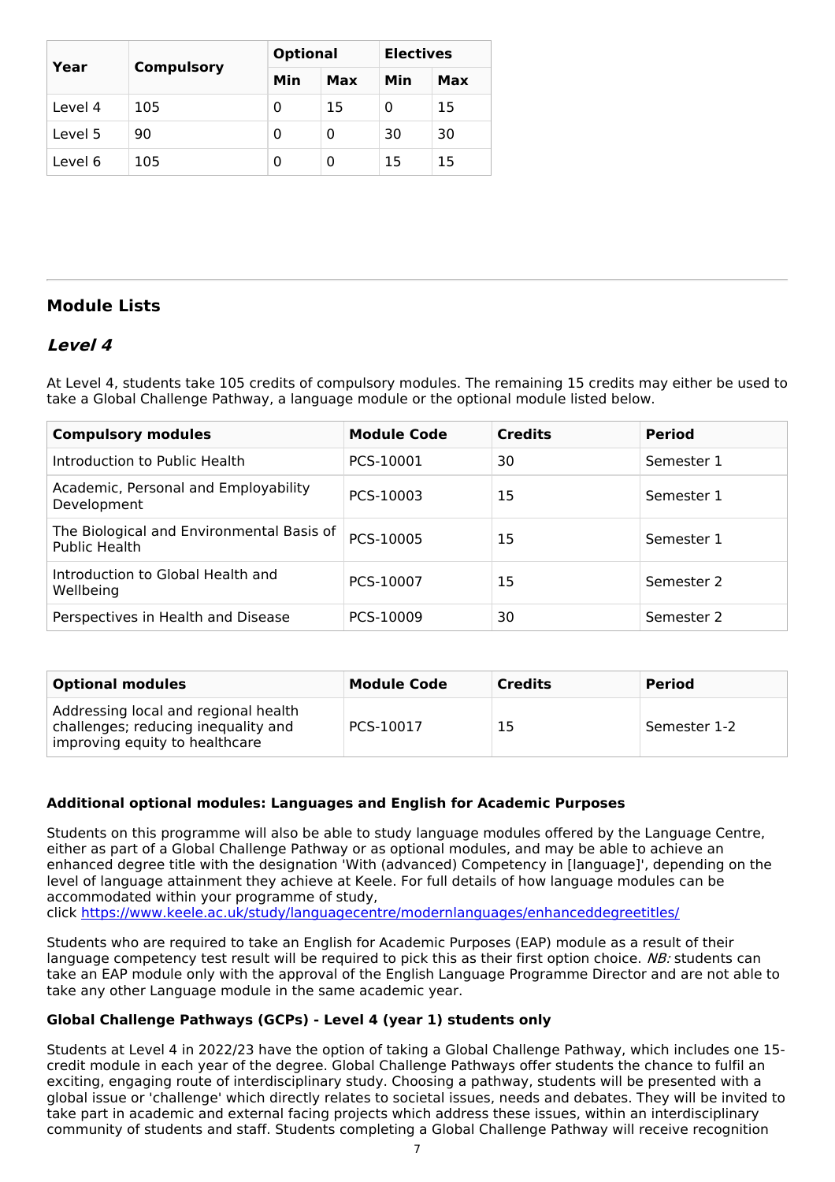| Year | Compulsory | Optional | | Electives | |
|---|---|---|---|---|---|
| | | Min | Max | Min | Max |
| Level 4 | 105 | 0 | 15 | 0 | 15 |
| Level 5 | 90 | 0 | 0 | 30 | 30 |
| Level 6 | 105 | 0 | 0 | 15 | 15 |

## Module Lists

### *Level 4*

At Level 4, students take 105 credits of compulsory modules. The remaining 15 credits may either be used to take a Global Challenge Pathway, a language module or the optional module listed below.

| Compulsory modules | Module Code | Credits | Period |
|---|---|---|---|
| Introduction to Public Health | PCS-10001 | 30 | Semester 1 |
| Academic, Personal and Employability Development | PCS-10003 | 15 | Semester 1 |
| The Biological and Environmental Basis of Public Health | PCS-10005 | 15 | Semester 1 |
| Introduction to Global Health and Wellbeing | PCS-10007 | 15 | Semester 2 |
| Perspectives in Health and Disease | PCS-10009 | 30 | Semester 2 |

| Optional modules | Module Code | Credits | Period |
|---|---|---|---|
| Addressing local and regional health challenges; reducing inequality and improving equity to healthcare | PCS-10017 | 15 | Semester 1-2 |

**Additional optional modules: Languages and English for Academic Purposes**

Students on this programme will also be able to study language modules offered by the Language Centre, either as part of a Global Challenge Pathway or as optional modules, and may be able to achieve an enhanced degree title with the designation 'With (advanced) Competency in [language]', depending on the level of language attainment they achieve at Keele. For full details of how language modules can be accommodated within your programme of study, click https://www.keele.ac.uk/study/languagecentre/modernlanguages/enhanceddegreetitles/

Students who are required to take an English for Academic Purposes (EAP) module as a result of their language competency test result will be required to pick this as their first option choice. *NB:* students can take an EAP module only with the approval of the English Language Programme Director and are not able to take any other Language module in the same academic year.

**Global Challenge Pathways (GCPs) - Level 4 (year 1) students only**

Students at Level 4 in 2022/23 have the option of taking a Global Challenge Pathway, which includes one 15-credit module in each year of the degree. Global Challenge Pathways offer students the chance to fulfil an exciting, engaging route of interdisciplinary study. Choosing a pathway, students will be presented with a global issue or 'challenge' which directly relates to societal issues, needs and debates. They will be invited to take part in academic and external facing projects which address these issues, within an interdisciplinary community of students and staff. Students completing a Global Challenge Pathway will receive recognition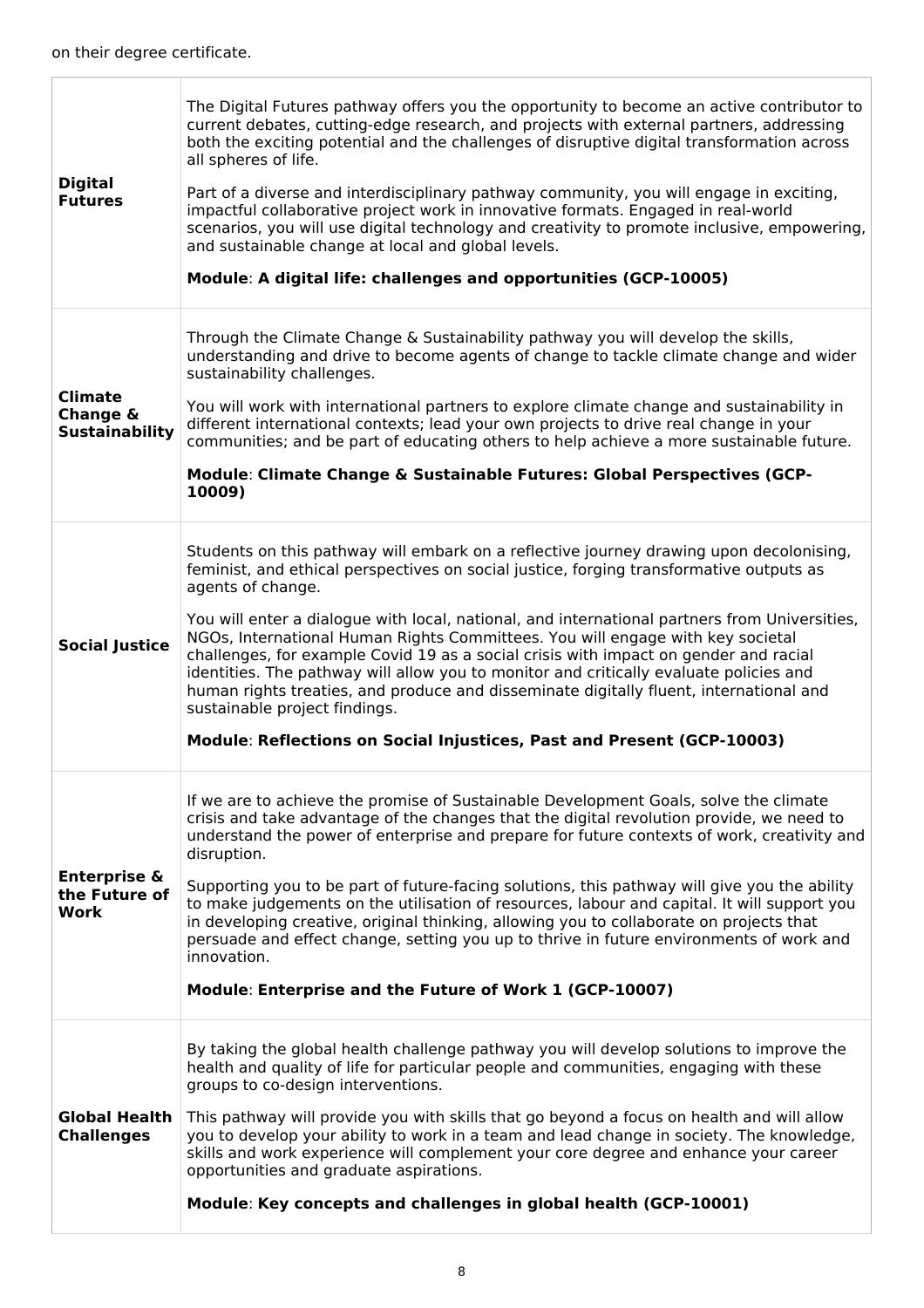on their degree certificate.

| | |
|---|---|
| **Digital Futures** | The Digital Futures pathway offers you the opportunity to become an active contributor to current debates, cutting-edge research, and projects with external partners, addressing both the exciting potential and the challenges of disruptive digital transformation across all spheres of life.<br><br>Part of a diverse and interdisciplinary pathway community, you will engage in exciting, impactful collaborative project work in innovative formats. Engaged in real-world scenarios, you will use digital technology and creativity to promote inclusive, empowering, and sustainable change at local and global levels.<br><br>**Module**: **A digital life: challenges and opportunities (GCP-10005)** |
| **Climate Change & Sustainability** | Through the Climate Change & Sustainability pathway you will develop the skills, understanding and drive to become agents of change to tackle climate change and wider sustainability challenges.<br><br>You will work with international partners to explore climate change and sustainability in different international contexts; lead your own projects to drive real change in your communities; and be part of educating others to help achieve a more sustainable future.<br><br>**Module**: **Climate Change & Sustainable Futures: Global Perspectives (GCP-10009)** |
| **Social Justice** | Students on this pathway will embark on a reflective journey drawing upon decolonising, feminist, and ethical perspectives on social justice, forging transformative outputs as agents of change.<br><br>You will enter a dialogue with local, national, and international partners from Universities, NGOs, International Human Rights Committees. You will engage with key societal challenges, for example Covid 19 as a social crisis with impact on gender and racial identities. The pathway will allow you to monitor and critically evaluate policies and human rights treaties, and produce and disseminate digitally fluent, international and sustainable project findings.<br><br>**Module**: **Reflections on Social Injustices, Past and Present (GCP-10003)** |
| **Enterprise & the Future of Work** | If we are to achieve the promise of Sustainable Development Goals, solve the climate crisis and take advantage of the changes that the digital revolution provide, we need to understand the power of enterprise and prepare for future contexts of work, creativity and disruption.<br><br>Supporting you to be part of future-facing solutions, this pathway will give you the ability to make judgements on the utilisation of resources, labour and capital. It will support you in developing creative, original thinking, allowing you to collaborate on projects that persuade and effect change, setting you up to thrive in future environments of work and innovation.<br><br>**Module**: **Enterprise and the Future of Work 1 (GCP-10007)** |
| **Global Health Challenges** | By taking the global health challenge pathway you will develop solutions to improve the health and quality of life for particular people and communities, engaging with these groups to co-design interventions.<br><br>This pathway will provide you with skills that go beyond a focus on health and will allow you to develop your ability to work in a team and lead change in society. The knowledge, skills and work experience will complement your core degree and enhance your career opportunities and graduate aspirations.<br><br>**Module**: **Key concepts and challenges in global health (GCP-10001)** |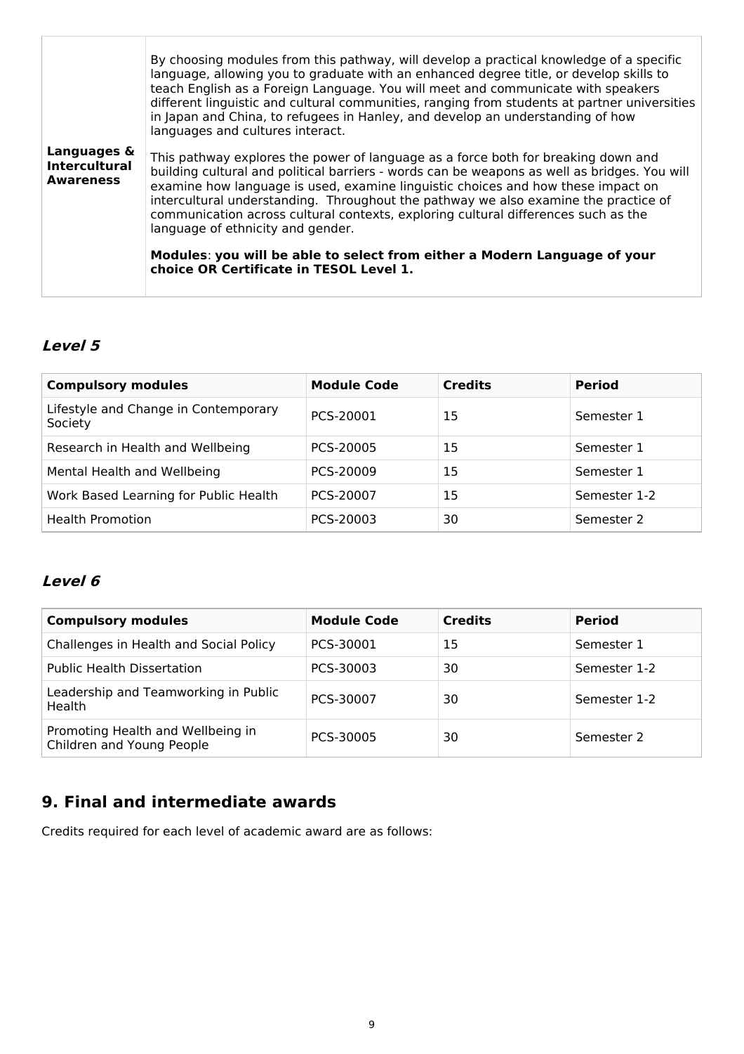| | |
|---|---|
| **Languages & Intercultural Awareness** | By choosing modules from this pathway, will develop a practical knowledge of a specific language, allowing you to graduate with an enhanced degree title, or develop skills to teach English as a Foreign Language. You will meet and communicate with speakers different linguistic and cultural communities, ranging from students at partner universities in Japan and China, to refugees in Hanley, and develop an understanding of how languages and cultures interact.<br><br>This pathway explores the power of language as a force both for breaking down and building cultural and political barriers - words can be weapons as well as bridges. You will examine how language is used, examine linguistic choices and how these impact on intercultural understanding. Throughout the pathway we also examine the practice of communication across cultural contexts, exploring cultural differences such as the language of ethnicity and gender.<br><br>**Modules**: **you will be able to select from either a Modern Language of your choice OR Certificate in TESOL Level 1.** |

### *Level 5*

| Compulsory modules | Module Code | Credits | Period |
|---|---|---|---|
| Lifestyle and Change in Contemporary Society | PCS-20001 | 15 | Semester 1 |
| Research in Health and Wellbeing | PCS-20005 | 15 | Semester 1 |
| Mental Health and Wellbeing | PCS-20009 | 15 | Semester 1 |
| Work Based Learning for Public Health | PCS-20007 | 15 | Semester 1-2 |
| Health Promotion | PCS-20003 | 30 | Semester 2 |

### *Level 6*

| Compulsory modules | Module Code | Credits | Period |
|---|---|---|---|
| Challenges in Health and Social Policy | PCS-30001 | 15 | Semester 1 |
| Public Health Dissertation | PCS-30003 | 30 | Semester 1-2 |
| Leadership and Teamworking in Public Health | PCS-30007 | 30 | Semester 1-2 |
| Promoting Health and Wellbeing in Children and Young People | PCS-30005 | 30 | Semester 2 |

## 9. Final and intermediate awards

Credits required for each level of academic award are as follows: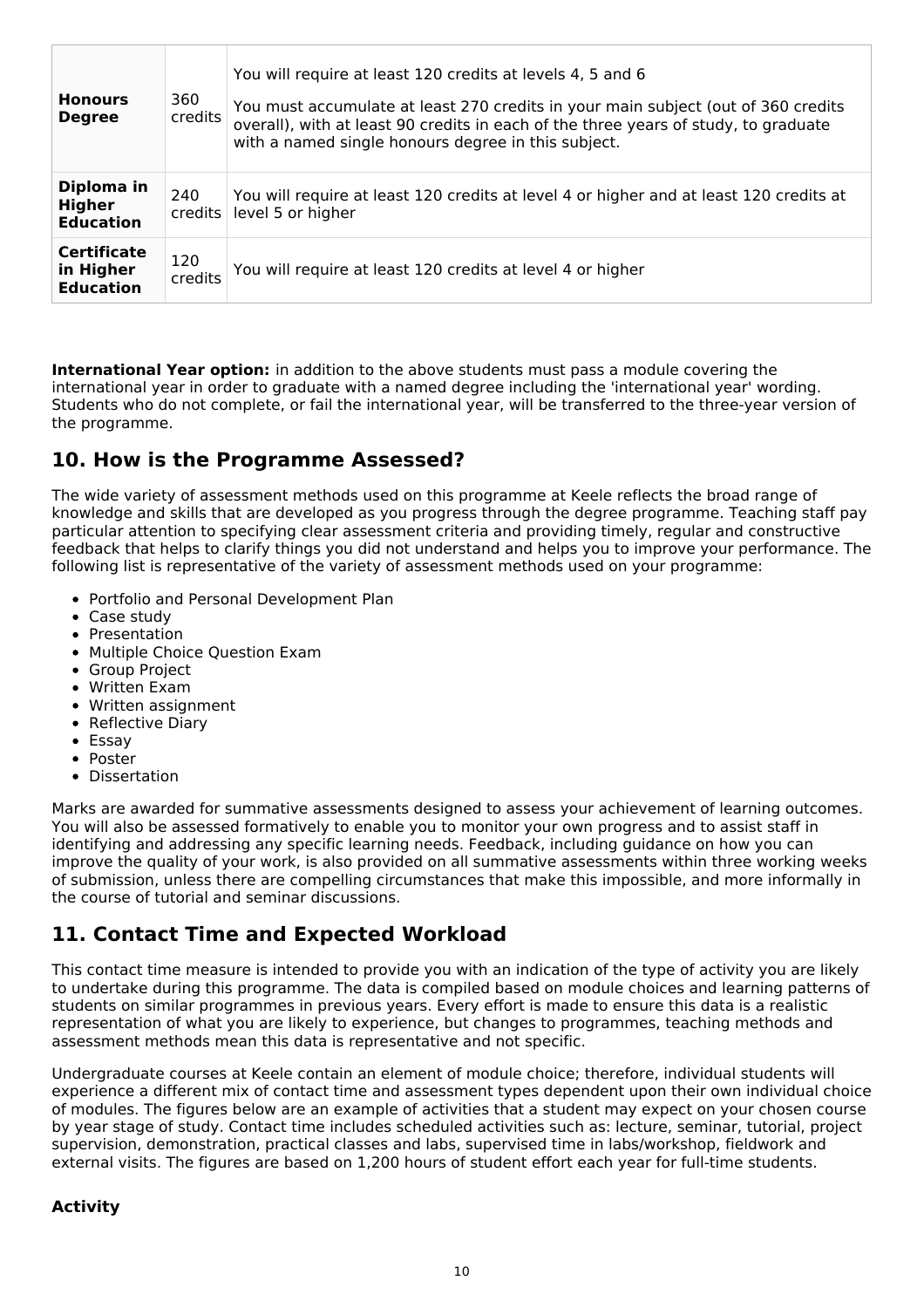| | | |
|---|---|---|
| **Honours Degree** | 360 credits | You will require at least 120 credits at levels 4, 5 and 6<br><br>You must accumulate at least 270 credits in your main subject (out of 360 credits overall), with at least 90 credits in each of the three years of study, to graduate with a named single honours degree in this subject. |
| **Diploma in Higher Education** | 240 credits | You will require at least 120 credits at level 4 or higher and at least 120 credits at level 5 or higher |
| **Certificate in Higher Education** | 120 credits | You will require at least 120 credits at level 4 or higher |

**International Year option:** in addition to the above students must pass a module covering the international year in order to graduate with a named degree including the 'international year' wording. Students who do not complete, or fail the international year, will be transferred to the three-year version of the programme.

## 10. How is the Programme Assessed?

The wide variety of assessment methods used on this programme at Keele reflects the broad range of knowledge and skills that are developed as you progress through the degree programme. Teaching staff pay particular attention to specifying clear assessment criteria and providing timely, regular and constructive feedback that helps to clarify things you did not understand and helps you to improve your performance. The following list is representative of the variety of assessment methods used on your programme:

- Portfolio and Personal Development Plan
- Case study
- Presentation
- Multiple Choice Question Exam
- Group Project
- Written Exam
- Written assignment
- Reflective Diary
- Essay
- Poster
- Dissertation

Marks are awarded for summative assessments designed to assess your achievement of learning outcomes. You will also be assessed formatively to enable you to monitor your own progress and to assist staff in identifying and addressing any specific learning needs. Feedback, including guidance on how you can improve the quality of your work, is also provided on all summative assessments within three working weeks of submission, unless there are compelling circumstances that make this impossible, and more informally in the course of tutorial and seminar discussions.

## 11. Contact Time and Expected Workload

This contact time measure is intended to provide you with an indication of the type of activity you are likely to undertake during this programme. The data is compiled based on module choices and learning patterns of students on similar programmes in previous years. Every effort is made to ensure this data is a realistic representation of what you are likely to experience, but changes to programmes, teaching methods and assessment methods mean this data is representative and not specific.

Undergraduate courses at Keele contain an element of module choice; therefore, individual students will experience a different mix of contact time and assessment types dependent upon their own individual choice of modules. The figures below are an example of activities that a student may expect on your chosen course by year stage of study. Contact time includes scheduled activities such as: lecture, seminar, tutorial, project supervision, demonstration, practical classes and labs, supervised time in labs/workshop, fieldwork and external visits. The figures are based on 1,200 hours of student effort each year for full-time students.

### Activity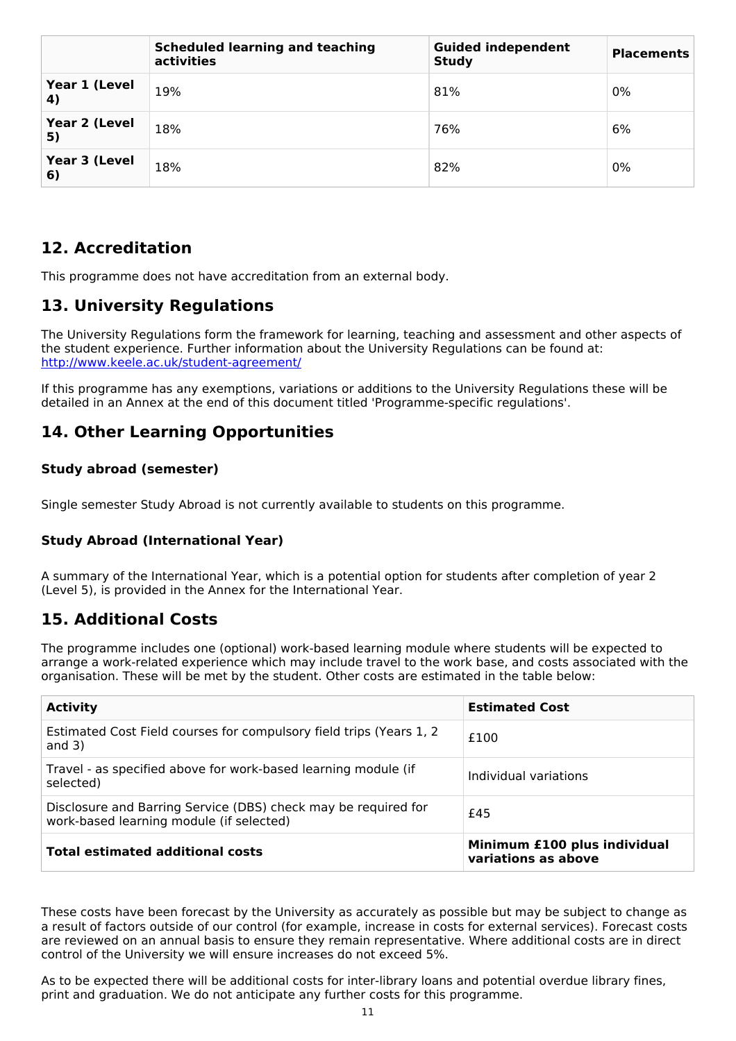| | Scheduled learning and teaching activities | Guided independent Study | Placements |
|---|---|---|---|
| **Year 1 (Level 4)** | 19% | 81% | 0% |
| **Year 2 (Level 5)** | 18% | 76% | 6% |
| **Year 3 (Level 6)** | 18% | 82% | 0% |

## 12. Accreditation

This programme does not have accreditation from an external body.

## 13. University Regulations

The University Regulations form the framework for learning, teaching and assessment and other aspects of the student experience. Further information about the University Regulations can be found at: [http://www.keele.ac.uk/student-agreement/](http://www.keele.ac.uk/student-agreement/)

If this programme has any exemptions, variations or additions to the University Regulations these will be detailed in an Annex at the end of this document titled 'Programme-specific regulations'.

## 14. Other Learning Opportunities

### Study abroad (semester)

Single semester Study Abroad is not currently available to students on this programme.

### Study Abroad (International Year)

A summary of the International Year, which is a potential option for students after completion of year 2 (Level 5), is provided in the Annex for the International Year.

## 15. Additional Costs

The programme includes one (optional) work-based learning module where students will be expected to arrange a work-related experience which may include travel to the work base, and costs associated with the organisation. These will be met by the student. Other costs are estimated in the table below:

| Activity | Estimated Cost |
|---|---|
| Estimated Cost Field courses for compulsory field trips (Years 1, 2 and 3) | £100 |
| Travel - as specified above for work-based learning module (if selected) | Individual variations |
| Disclosure and Barring Service (DBS) check may be required for work-based learning module (if selected) | £45 |
| **Total estimated additional costs** | **Minimum £100 plus individual variations as above** |

These costs have been forecast by the University as accurately as possible but may be subject to change as a result of factors outside of our control (for example, increase in costs for external services). Forecast costs are reviewed on an annual basis to ensure they remain representative. Where additional costs are in direct control of the University we will ensure increases do not exceed 5%.

As to be expected there will be additional costs for inter-library loans and potential overdue library fines, print and graduation. We do not anticipate any further costs for this programme.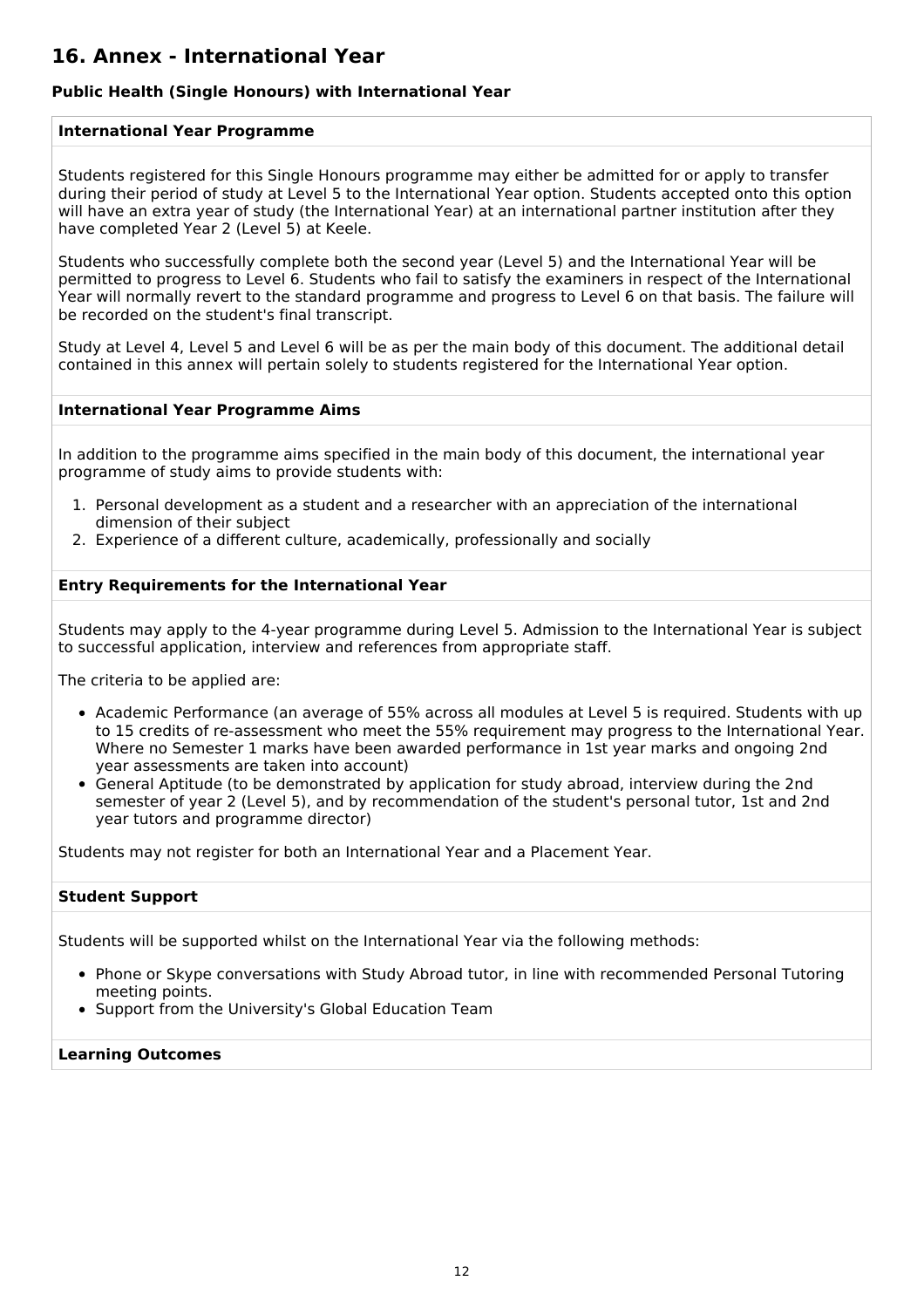## 16. Annex - International Year

### Public Health (Single Honours) with International Year

#### International Year Programme

Students registered for this Single Honours programme may either be admitted for or apply to transfer during their period of study at Level 5 to the International Year option. Students accepted onto this option will have an extra year of study (the International Year) at an international partner institution after they have completed Year 2 (Level 5) at Keele.

Students who successfully complete both the second year (Level 5) and the International Year will be permitted to progress to Level 6. Students who fail to satisfy the examiners in respect of the International Year will normally revert to the standard programme and progress to Level 6 on that basis. The failure will be recorded on the student's final transcript.

Study at Level 4, Level 5 and Level 6 will be as per the main body of this document. The additional detail contained in this annex will pertain solely to students registered for the International Year option.

#### International Year Programme Aims

In addition to the programme aims specified in the main body of this document, the international year programme of study aims to provide students with:

1. Personal development as a student and a researcher with an appreciation of the international dimension of their subject
2. Experience of a different culture, academically, professionally and socially

#### Entry Requirements for the International Year

Students may apply to the 4-year programme during Level 5. Admission to the International Year is subject to successful application, interview and references from appropriate staff.

The criteria to be applied are:

- Academic Performance (an average of 55% across all modules at Level 5 is required. Students with up to 15 credits of re-assessment who meet the 55% requirement may progress to the International Year. Where no Semester 1 marks have been awarded performance in 1st year marks and ongoing 2nd year assessments are taken into account)
- General Aptitude (to be demonstrated by application for study abroad, interview during the 2nd semester of year 2 (Level 5), and by recommendation of the student's personal tutor, 1st and 2nd year tutors and programme director)

Students may not register for both an International Year and a Placement Year.

#### Student Support

Students will be supported whilst on the International Year via the following methods:

- Phone or Skype conversations with Study Abroad tutor, in line with recommended Personal Tutoring meeting points.
- Support from the University's Global Education Team

#### Learning Outcomes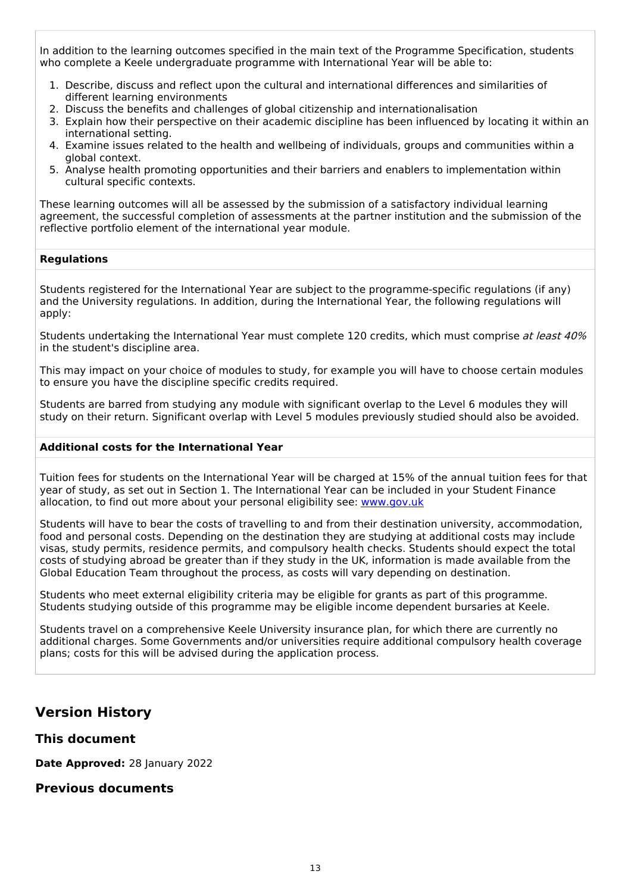In addition to the learning outcomes specified in the main text of the Programme Specification, students who complete a Keele undergraduate programme with International Year will be able to:

1. Describe, discuss and reflect upon the cultural and international differences and similarities of different learning environments
2. Discuss the benefits and challenges of global citizenship and internationalisation
3. Explain how their perspective on their academic discipline has been influenced by locating it within an international setting.
4. Examine issues related to the health and wellbeing of individuals, groups and communities within a global context.
5. Analyse health promoting opportunities and their barriers and enablers to implementation within cultural specific contexts.

These learning outcomes will all be assessed by the submission of a satisfactory individual learning agreement, the successful completion of assessments at the partner institution and the submission of the reflective portfolio element of the international year module.

**Regulations**

Students registered for the International Year are subject to the programme-specific regulations (if any) and the University regulations. In addition, during the International Year, the following regulations will apply:

Students undertaking the International Year must complete 120 credits, which must comprise *at least 40%* in the student's discipline area.

This may impact on your choice of modules to study, for example you will have to choose certain modules to ensure you have the discipline specific credits required.

Students are barred from studying any module with significant overlap to the Level 6 modules they will study on their return. Significant overlap with Level 5 modules previously studied should also be avoided.

**Additional costs for the International Year**

Tuition fees for students on the International Year will be charged at 15% of the annual tuition fees for that year of study, as set out in Section 1. The International Year can be included in your Student Finance allocation, to find out more about your personal eligibility see: [www.gov.uk](www.gov.uk)

Students will have to bear the costs of travelling to and from their destination university, accommodation, food and personal costs. Depending on the destination they are studying at additional costs may include visas, study permits, residence permits, and compulsory health checks. Students should expect the total costs of studying abroad be greater than if they study in the UK, information is made available from the Global Education Team throughout the process, as costs will vary depending on destination.

Students who meet external eligibility criteria may be eligible for grants as part of this programme. Students studying outside of this programme may be eligible income dependent bursaries at Keele.

Students travel on a comprehensive Keele University insurance plan, for which there are currently no additional charges. Some Governments and/or universities require additional compulsory health coverage plans; costs for this will be advised during the application process.

## Version History

### This document

**Date Approved:** 28 January 2022

### Previous documents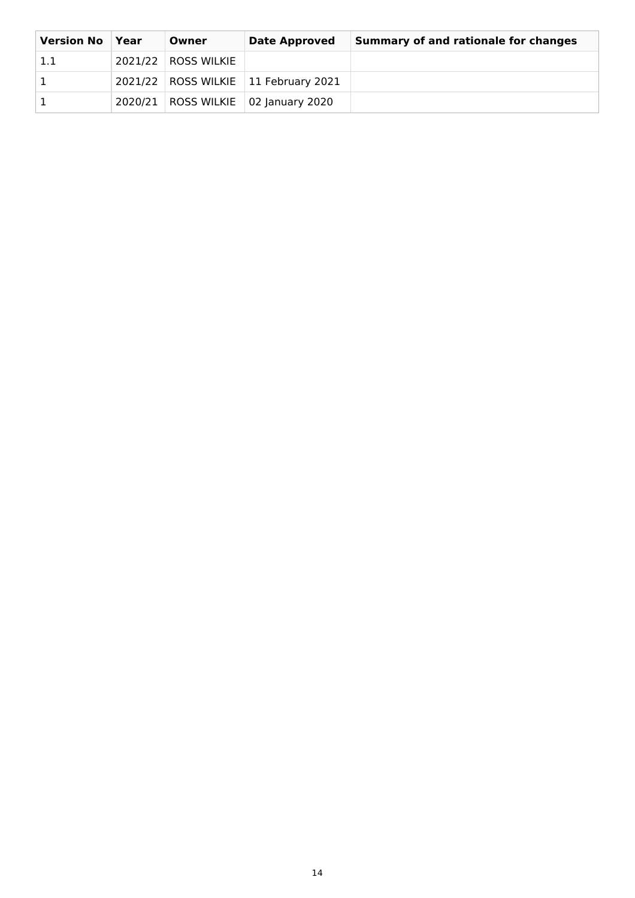| Version No | Year | Owner | Date Approved | Summary of and rationale for changes |
| --- | --- | --- | --- | --- |
| 1.1 | 2021/22 | ROSS WILKIE | | |
| 1 | 2021/22 | ROSS WILKIE | 11 February 2021 | |
| 1 | 2020/21 | ROSS WILKIE | 02 January 2020 | |